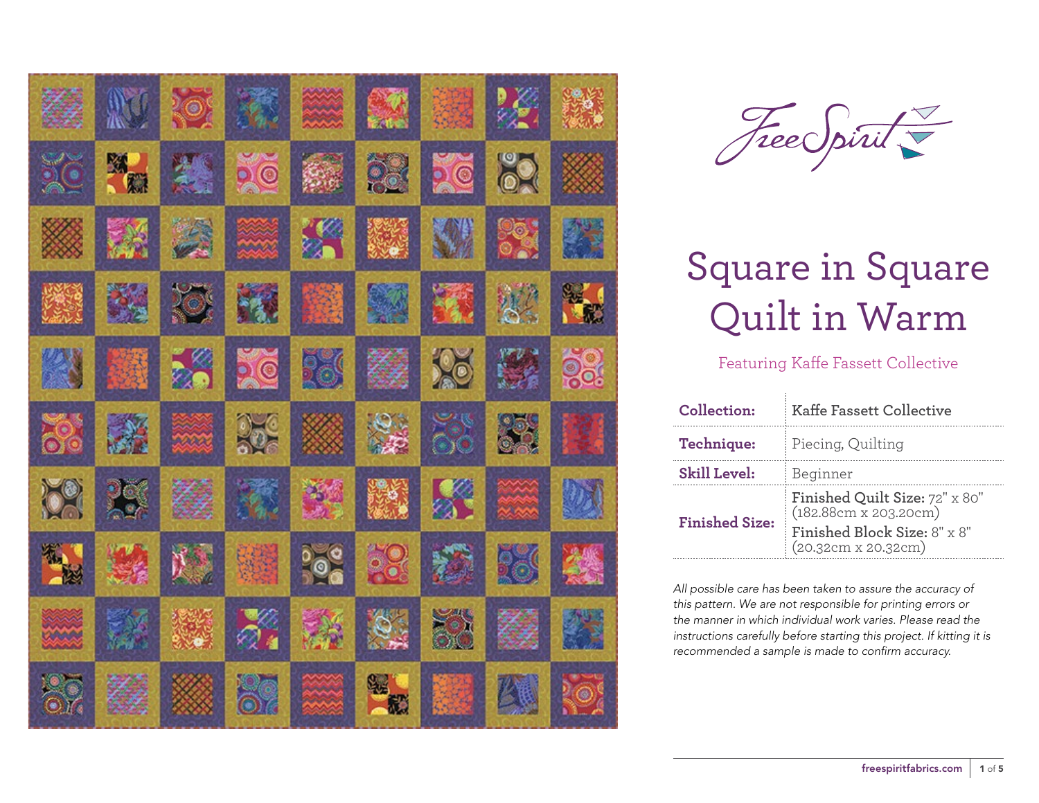FreeSpirit

# Square in Square Quilt in Warm

Featuring Kaffe Fassett Collective

| | |
|---|---|
| **Collection:** | **Kaffe Fassett Collective** |
| **Technique:** | Piecing, Quilting |
| **Skill Level:** | Beginner |
| **Finished Size:** | **Finished Quilt Size:** 72" x 80" (182.88cm x 203.20cm) **Finished Block Size:** 8" x 8" (20.32cm x 20.32cm) |

*All possible care has been taken to assure the accuracy of this pattern. We are not responsible for printing errors or the manner in which individual work varies. Please read the instructions carefully before starting this project. If kitting it is recommended a sample is made to confirm accuracy.*

freespiritfabrics.com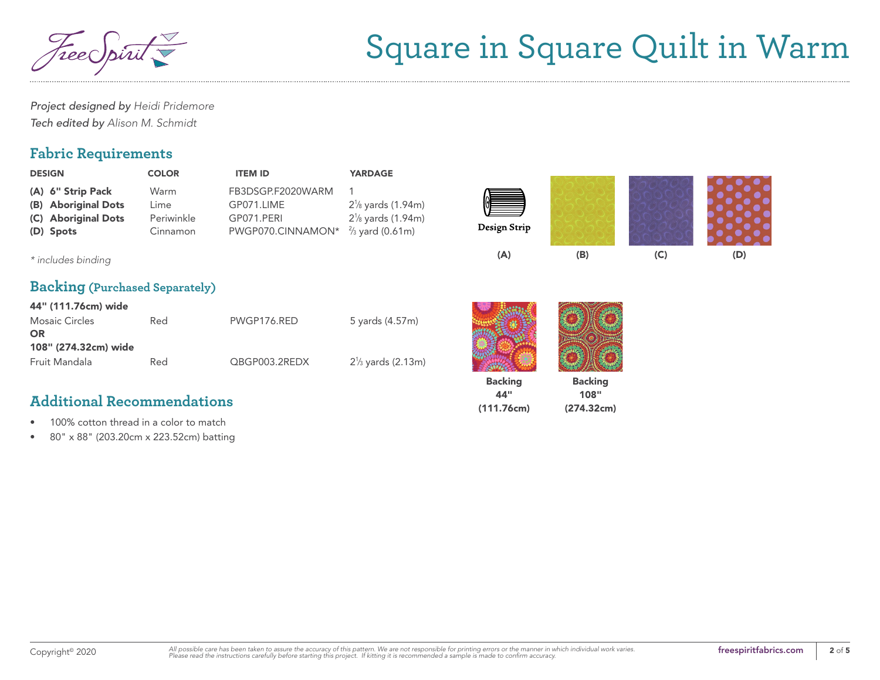# Square in Square Quilt in Warm

*Project designed by* *Heidi Pridemore*
*Tech edited by* *Alison M. Schmidt*

## Fabric Requirements

| DESIGN | COLOR | ITEM ID | YARDAGE |
|---|---|---|---|
| **(A) 6" Strip Pack** | Warm | FB3DSGP.F2020WARM | 1 |
| **(B) Aboriginal Dots** | Lime | GP071.LIME | 2⅛ yards (1.94m) |
| **(C) Aboriginal Dots** | Periwinkle | GP071.PERI | 2⅛ yards (1.94m) |
| **(D) Spots** | Cinnamon | PWGP070.CINNAMON* | ⅔ yard (0.61m) |

*\* includes binding*

Design Strip

(A) (B) (C) (D)

## Backing (Purchased Separately)

| | | | |
|---|---|---|---|
| **44" (111.76cm) wide** | | | |
| Mosaic Circles | Red | PWGP176.RED | 5 yards (4.57m) |
| **OR** | | | |
| **108" (274.32cm) wide** | | | |
| Fruit Mandala | Red | QBGP003.2REDX | 2⅓ yards (2.13m) |

**Backing 44" (111.76cm)**

**Backing 108" (274.32cm)**

## Additional Recommendations

- 100% cotton thread in a color to match
- 80" x 88" (203.20cm x 223.52cm) batting

Copyright© 2020

*All possible care has been taken to assure the accuracy of this pattern. We are not responsible for printing errors or the manner in which individual work varies. Please read the instructions carefully before starting this project. If kitting it is recommended a sample is made to confirm accuracy.*

freespiritfabrics.com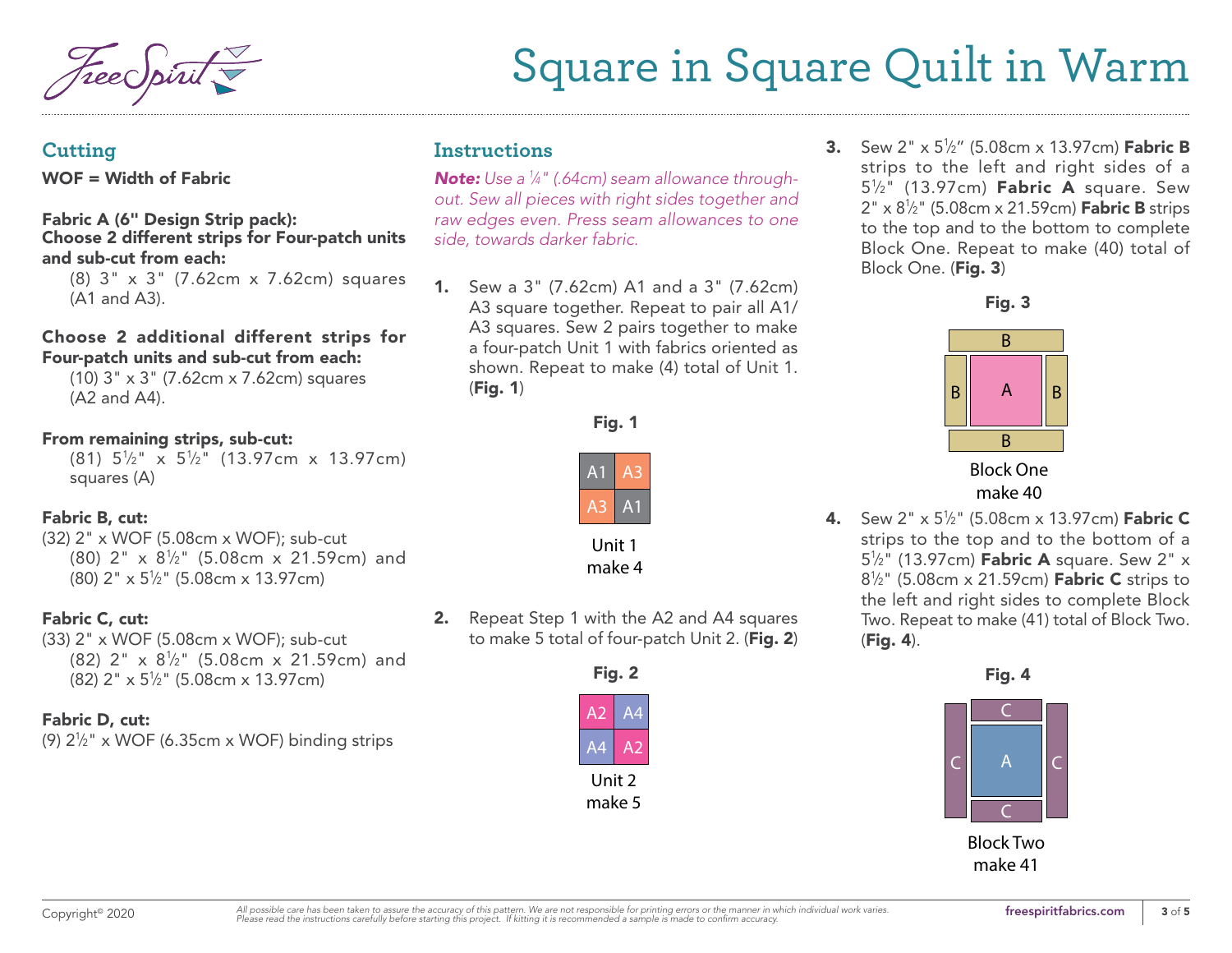# Square in Square Quilt in Warm

## Cutting

**WOF = Width of Fabric**

**Fabric A (6" Design Strip pack):**
**Choose 2 different strips for Four-patch units and sub-cut from each:**
(8) 3" x 3" (7.62cm x 7.62cm) squares (A1 and A3).

**Choose 2 additional different strips for Four-patch units and sub-cut from each:**
(10) 3" x 3" (7.62cm x 7.62cm) squares (A2 and A4).

**From remaining strips, sub-cut:**
(81) 5½" x 5½" (13.97cm x 13.97cm) squares (A)

**Fabric B, cut:**
(32) 2" x WOF (5.08cm x WOF); sub-cut (80) 2" x 8½" (5.08cm x 21.59cm) and (80) 2" x 5½" (5.08cm x 13.97cm)

**Fabric C, cut:**
(33) 2" x WOF (5.08cm x WOF); sub-cut (82) 2" x 8½" (5.08cm x 21.59cm) and (82) 2" x 5½" (5.08cm x 13.97cm)

**Fabric D, cut:**
(9) 2½" x WOF (6.35cm x WOF) binding strips

## Instructions

***Note:*** *Use a ¼" (.64cm) seam allowance throughout. Sew all pieces with right sides together and raw edges even. Press seam allowances to one side, towards darker fabric.*

1. Sew a 3" (7.62cm) A1 and a 3" (7.62cm) A3 square together. Repeat to pair all A1/A3 squares. Sew 2 pairs together to make a four-patch Unit 1 with fabrics oriented as shown. Repeat to make (4) total of Unit 1. (**Fig. 1**)

**Fig. 1**

Unit 1
make 4

2. Repeat Step 1 with the A2 and A4 squares to make 5 total of four-patch Unit 2. (**Fig. 2**)

**Fig. 2**

Unit 2
make 5

3. Sew 2" x 5½" (5.08cm x 13.97cm) **Fabric B** strips to the left and right sides of a 5½" (13.97cm) **Fabric A** square. Sew 2" x 8½" (5.08cm x 21.59cm) **Fabric B** strips to the top and to the bottom to complete Block One. Repeat to make (40) total of Block One. (**Fig. 3**)

**Fig. 3**

Block One
make 40

4. Sew 2" x 5½" (5.08cm x 13.97cm) **Fabric C** strips to the top and to the bottom of a 5½" (13.97cm) **Fabric A** square. Sew 2" x 8½" (5.08cm x 21.59cm) **Fabric C** strips to the left and right sides to complete Block Two. Repeat to make (41) total of Block Two. (**Fig. 4**).

**Fig. 4**

Block Two
make 41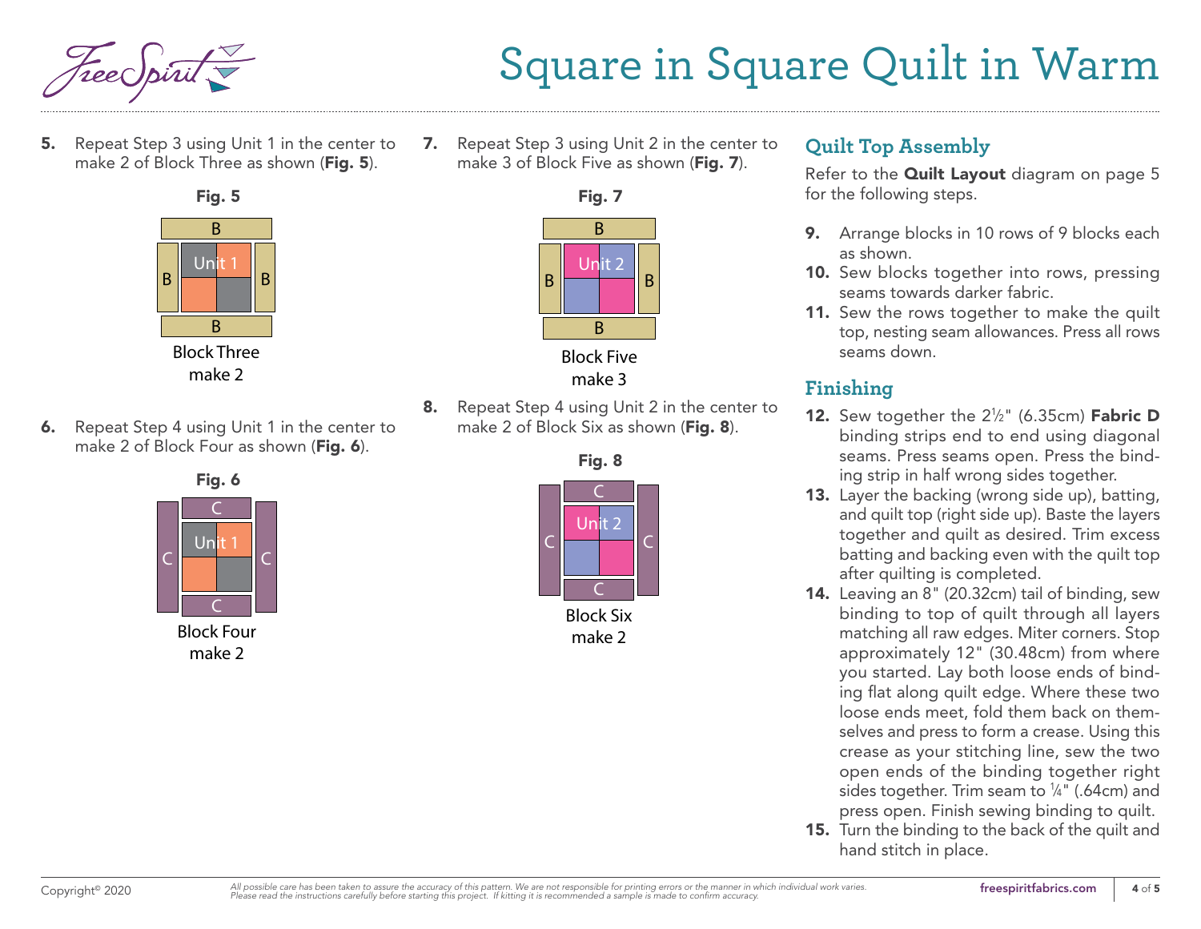# Square in Square Quilt in Warm

**5.** Repeat Step 3 using Unit 1 in the center to make 2 of Block Three as shown (**Fig. 5**).

**Fig. 5**

Block Three
make 2

**6.** Repeat Step 4 using Unit 1 in the center to make 2 of Block Four as shown (**Fig. 6**).

**Fig. 6**

Block Four
make 2

**7.** Repeat Step 3 using Unit 2 in the center to make 3 of Block Five as shown (**Fig. 7**).

**Fig. 7**

Block Five
make 3

**8.** Repeat Step 4 using Unit 2 in the center to make 2 of Block Six as shown (**Fig. 8**).

**Fig. 8**

Block Six
make 2

## Quilt Top Assembly

Refer to the **Quilt Layout** diagram on page 5 for the following steps.

**9.** Arrange blocks in 10 rows of 9 blocks each as shown.

**10.** Sew blocks together into rows, pressing seams towards darker fabric.

**11.** Sew the rows together to make the quilt top, nesting seam allowances. Press all rows seams down.

## Finishing

**12.** Sew together the 2½" (6.35cm) **Fabric D** binding strips end to end using diagonal seams. Press seams open. Press the binding strip in half wrong sides together.

**13.** Layer the backing (wrong side up), batting, and quilt top (right side up). Baste the layers together and quilt as desired. Trim excess batting and backing even with the quilt top after quilting is completed.

**14.** Leaving an 8" (20.32cm) tail of binding, sew binding to top of quilt through all layers matching all raw edges. Miter corners. Stop approximately 12" (30.48cm) from where you started. Lay both loose ends of binding flat along quilt edge. Where these two loose ends meet, fold them back on themselves and press to form a crease. Using this crease as your stitching line, sew the two open ends of the binding together right sides together. Trim seam to ¼" (.64cm) and press open. Finish sewing binding to quilt.

**15.** Turn the binding to the back of the quilt and hand stitch in place.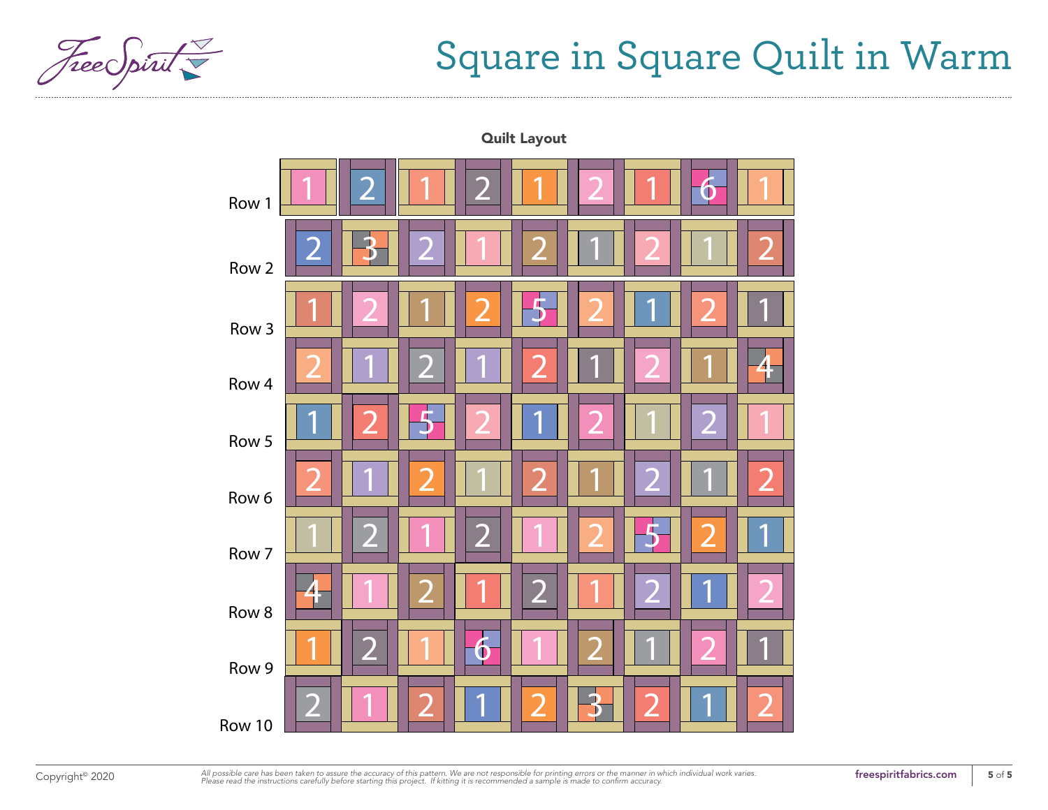# Square in Square Quilt in Warm

**Quilt Layout**

Row 1
1 2 1 2 1 2 1 6 1

Row 2
2 3 2 1 2 1 2 1 2

Row 3
1 2 1 2 5 2 1 2 1

Row 4
2 1 2 1 2 1 2 1 4

Row 5
1 2 5 2 1 2 1 2 1

Row 6
2 1 2 1 2 1 2 1 2

Row 7
1 2 1 2 1 2 5 2 1

Row 8
4 1 2 1 2 1 2 1 2

Row 9
1 2 1 6 1 2 1 2 1

Row 10
2 1 2 1 2 3 2 1 2

Copyright© 2020

*All possible care has been taken to assure the accuracy of this pattern. We are not responsible for printing errors or the manner in which individual work varies. Please read the instructions carefully before starting this project. If kitting it is recommended a sample is made to confirm accuracy.*

**freespiritfabrics.com**